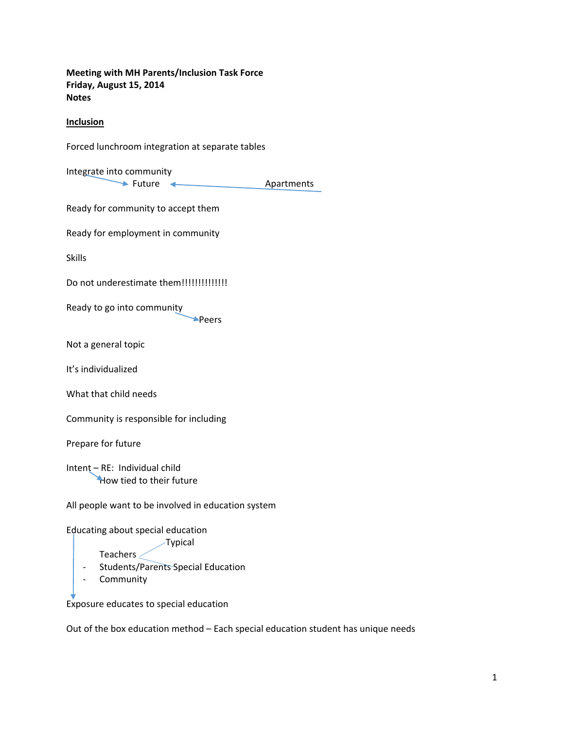**Meeting with MH Parents/Inclusion Task Force**
**Friday, August 15, 2014**
**Notes**

**<u>Inclusion</u>**

Forced lunchroom integration at separate tables

Integrate into community
→ Future ← Apartments

Ready for community to accept them

Ready for employment in community

Skills

Do not underestimate them!!!!!!!!!!!!!

Ready to go into community
→ Peers

Not a general topic

It's individualized

What that child needs

Community is responsible for including

Prepare for future

Intent – RE: Individual child
→ How tied to their future

All people want to be involved in education system

Educating about special education

- Teachers
  - Typical
  - Special Education
- Students/Parents
- Community

↓

Exposure educates to special education

Out of the box education method – Each special education student has unique needs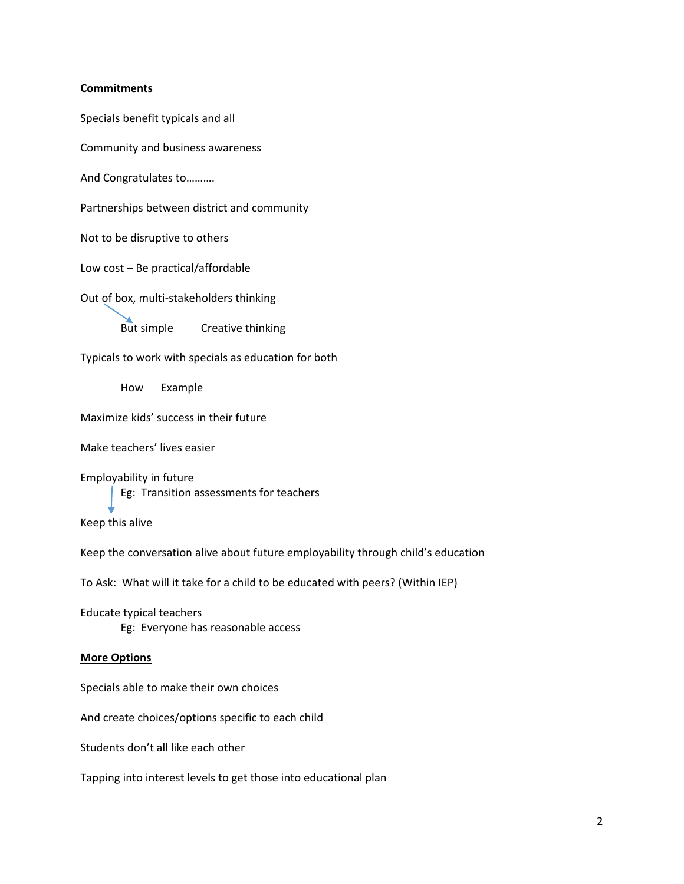**Commitments**

Specials benefit typicals and all

Community and business awareness

And Congratulates to……….

Partnerships between district and community

Not to be disruptive to others

Low cost – Be practical/affordable

Out of box, multi-stakeholders thinking

  But simple    Creative thinking

Typicals to work with specials as education for both

  How   Example

Maximize kids' success in their future

Make teachers' lives easier

Employability in future

  Eg: Transition assessments for teachers

Keep this alive

Keep the conversation alive about future employability through child's education

To Ask: What will it take for a child to be educated with peers? (Within IEP)

Educate typical teachers

  Eg: Everyone has reasonable access

**More Options**

Specials able to make their own choices

And create choices/options specific to each child

Students don't all like each other

Tapping into interest levels to get those into educational plan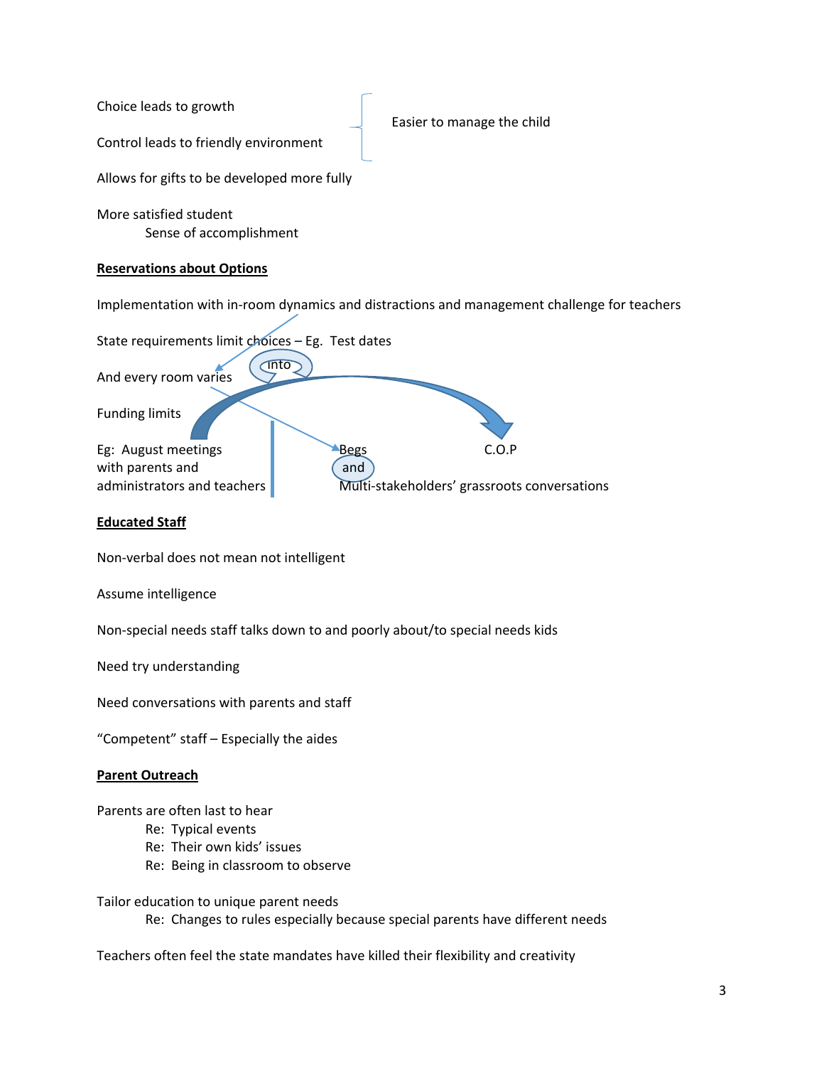Choice leads to growth

Control leads to friendly environment

} Easier to manage the child

Allows for gifts to be developed more fully

More satisfied student
    Sense of accomplishment

**Reservations about Options**

Implementation with in-room dynamics and distractions and management challenge for teachers

State requirements limit choices – Eg. Test dates

And every room varies

into

Funding limits

Eg: August meetings with parents and administrators and teachers

Begs and Multi-stakeholders' grassroots conversations

C.O.P

**Educated Staff**

Non-verbal does not mean not intelligent

Assume intelligence

Non-special needs staff talks down to and poorly about/to special needs kids

Need try understanding

Need conversations with parents and staff

"Competent" staff – Especially the aides

**Parent Outreach**

Parents are often last to hear
    Re: Typical events
    Re: Their own kids' issues
    Re: Being in classroom to observe

Tailor education to unique parent needs
    Re: Changes to rules especially because special parents have different needs

Teachers often feel the state mandates have killed their flexibility and creativity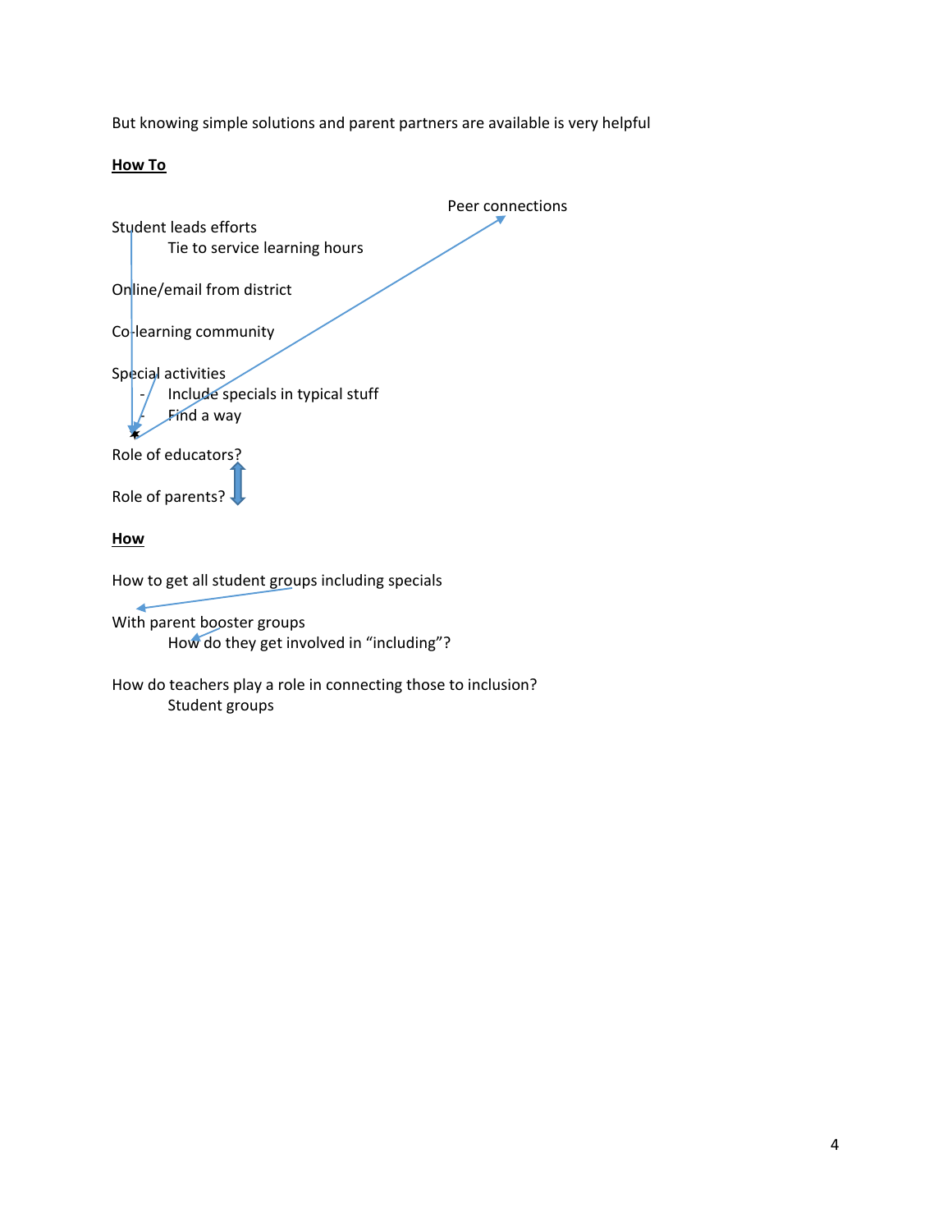But knowing simple solutions and parent partners are available is very helpful

**How To**

Peer connections

Student leads efforts

    Tie to service learning hours

Online/email from district

Co-learning community

Special activities

- Include specials in typical stuff
- Find a way

Role of educators?

Role of parents?

**How**

How to get all student groups including specials

With parent booster groups

    How do they get involved in "including"?

How do teachers play a role in connecting those to inclusion?

    Student groups